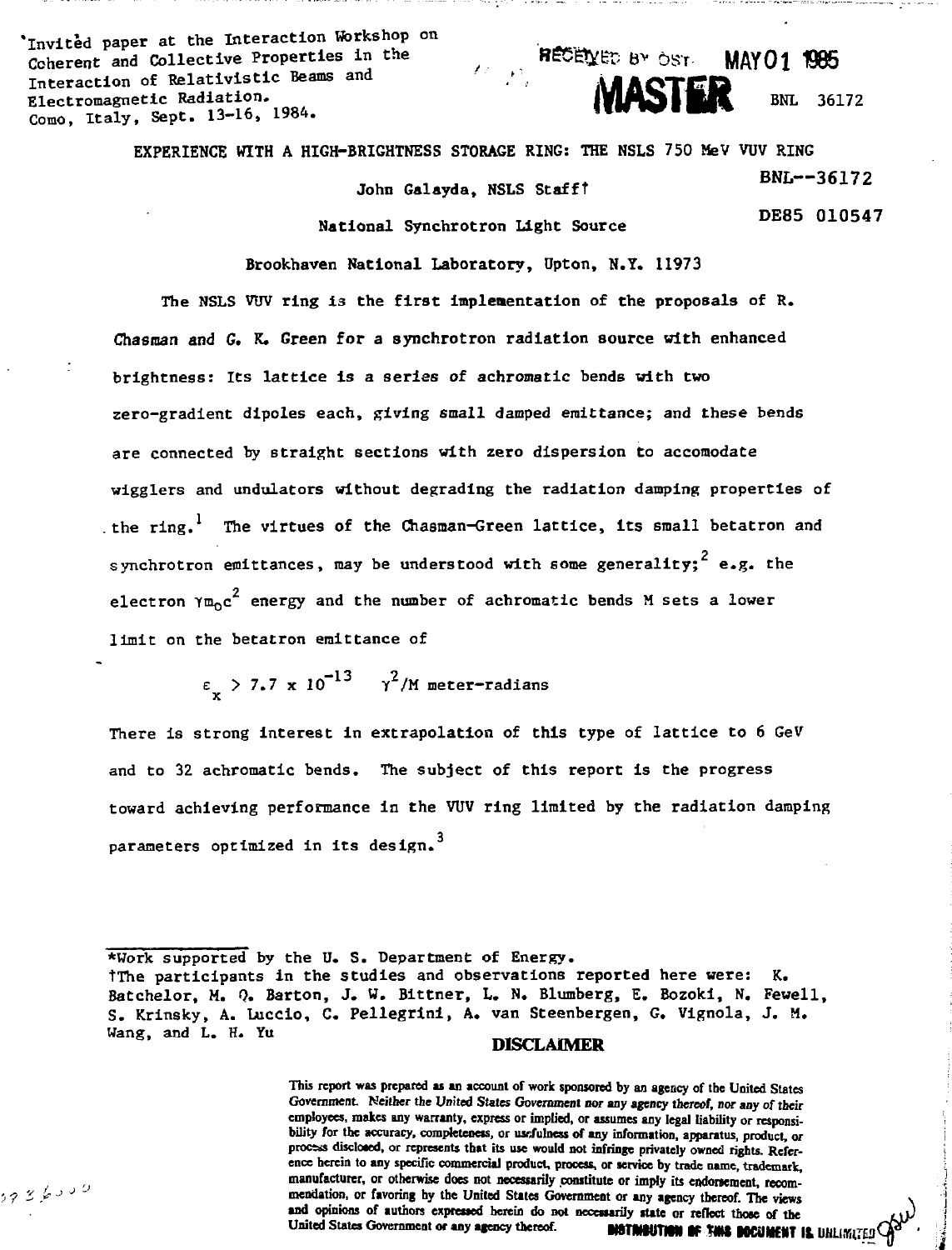*Invited paper at the Interaction Workshop on Coherent and Collective Properties in the Interaction of Relativistic Beams and Electromagnetic Radiation. Como, Italy, Sept. 13-16, 1984.

RECEIVED BY OST MAY 01 1985

MASTER

BNL 36172

# EXPERIENCE WITH A HIGH-BRIGHTNESS STORAGE RING: THE NSLS 750 MeV VUV RING

BNL--36172

John Galayda, NSLS Staff†

DE85 010547

National Synchrotron Light Source

Brookhaven National Laboratory, Upton, N.Y. 11973

The NSLS VUV ring is the first implementation of the proposals of R. Chasman and G. K. Green for a synchrotron radiation source with enhanced brightness: Its lattice is a series of achromatic bends with two zero-gradient dipoles each, giving small damped emittance; and these bends are connected by straight sections with zero dispersion to accomodate wigglers and undulators without degrading the radiation damping properties of the ring.[1] The virtues of the Chasman-Green lattice, its small betatron and synchrotron emittances, may be understood with some generality;[2] e.g. the electron $\gamma m_0 c^2$ energy and the number of achromatic bends M sets a lower limit on the betatron emittance of

$$\varepsilon_x > 7.7 \times 10^{-13} \quad \gamma^2/M \text{ meter-radians}$$

There is strong interest in extrapolation of this type of lattice to 6 GeV and to 32 achromatic bends. The subject of this report is the progress toward achieving performance in the VUV ring limited by the radiation damping parameters optimized in its design.[3]

---

*Work supported by the U. S. Department of Energy.

†The participants in the studies and observations reported here were: K. Batchelor, M. Q. Barton, J. W. Bittner, L. N. Blumberg, E. Bozoki, N. Fewell, S. Krinsky, A. Luccio, C. Pellegrini, A. van Steenbergen, G. Vignola, J. M. Wang, and L. H. Yu

**DISCLAIMER**

This report was prepared as an account of work sponsored by an agency of the United States Government. Neither the United States Government nor any agency thereof, nor any of their employees, makes any warranty, express or implied, or assumes any legal liability or responsibility for the accuracy, completeness, or usefulness of any information, apparatus, product, or process disclosed, or represents that its use would not infringe privately owned rights. Reference herein to any specific commercial product, process, or service by trade name, trademark, manufacturer, or otherwise does not necessarily constitute or imply its endorsement, recommendation, or favoring by the United States Government or any agency thereof. The views and opinions of authors expressed herein do not necessarily state or reflect those of the United States Government or any agency thereof.

DISTRIBUTION OF THIS DOCUMENT IS UNLIMITED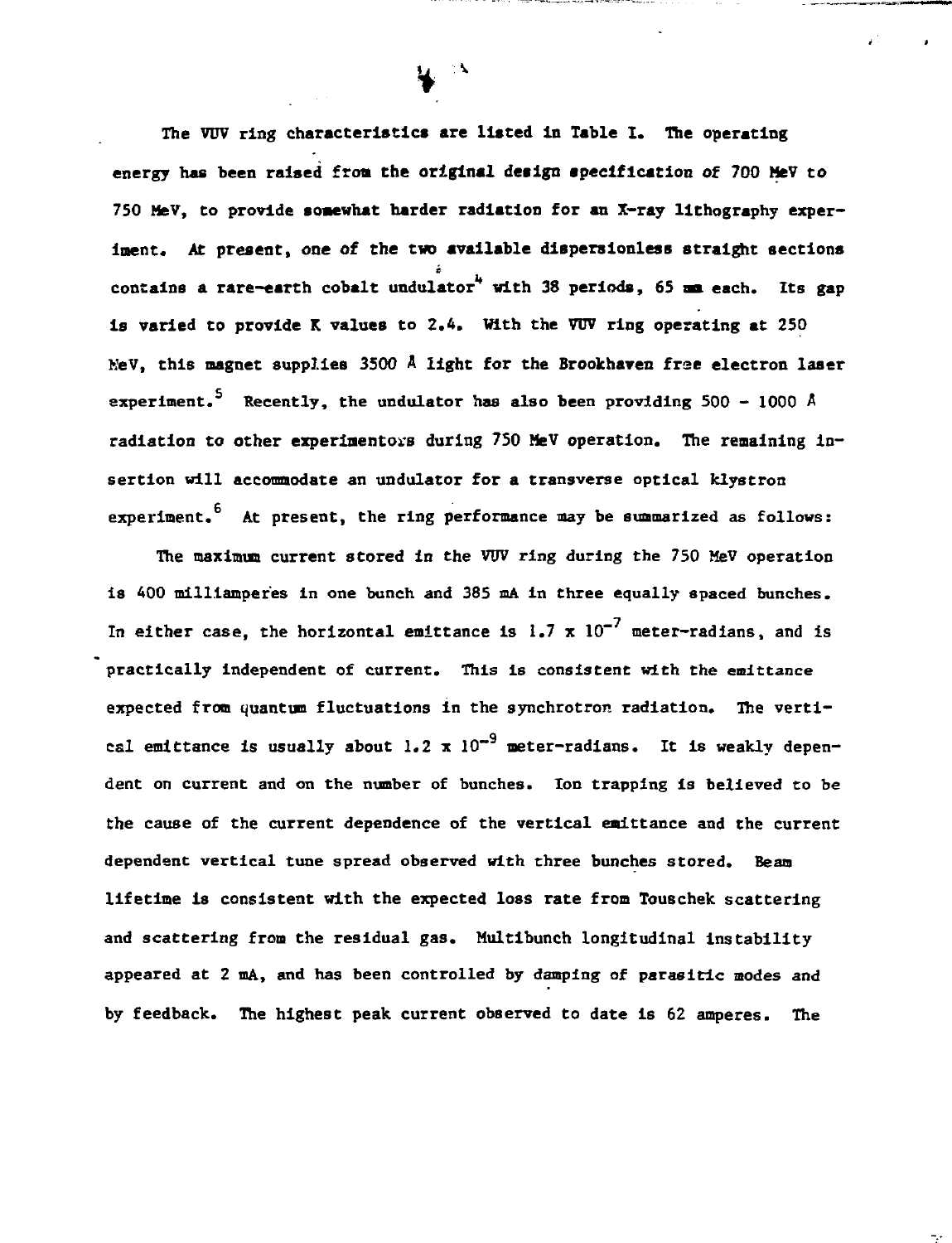The VUV ring characteristics are listed in Table I. The operating energy has been raised from the original design specification of 700 MeV to 750 MeV, to provide somewhat harder radiation for an X-ray lithography experiment. At present, one of the two available dispersionless straight sections contains a rare-earth cobalt undulator[4] with 38 periods, 65 mm each. Its gap is varied to provide K values to 2.4. With the VUV ring operating at 250 MeV, this magnet supplies 3500 Å light for the Brookhaven free electron laser experiment.[5] Recently, the undulator has also been providing 500 - 1000 Å radiation to other experimentors during 750 MeV operation. The remaining insertion will accommodate an undulator for a transverse optical klystron experiment.[6] At present, the ring performance may be summarized as follows:

The maximum current stored in the VUV ring during the 750 MeV operation is 400 milliamperes in one bunch and 385 mA in three equally spaced bunches. In either case, the horizontal emittance is $1.7 \times 10^{-7}$ meter-radians, and is practically independent of current. This is consistent with the emittance expected from quantum fluctuations in the synchrotron radiation. The vertical emittance is usually about $1.2 \times 10^{-9}$ meter-radians. It is weakly dependent on current and on the number of bunches. Ion trapping is believed to be the cause of the current dependence of the vertical emittance and the current dependent vertical tune spread observed with three bunches stored. Beam lifetime is consistent with the expected loss rate from Touschek scattering and scattering from the residual gas. Multibunch longitudinal instability appeared at 2 mA, and has been controlled by damping of parasitic modes and by feedback. The highest peak current observed to date is 62 amperes. The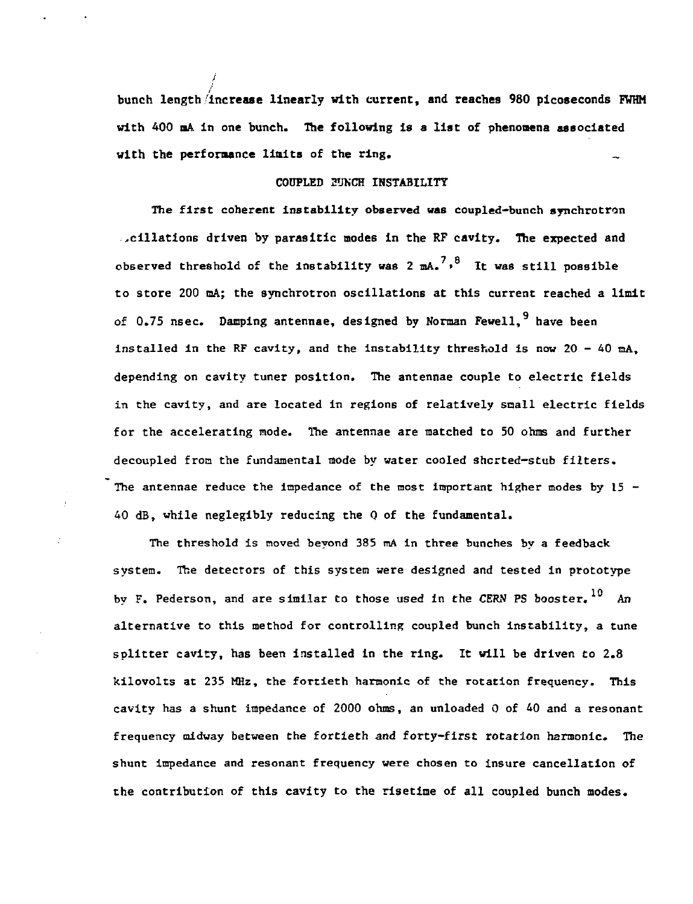bunch length increase linearly with current, and reaches 980 picoseconds FWHM with 400 mA in one bunch. The following is a list of phenomena associated with the performance limits of the ring.

## COUPLED BUNCH INSTABILITY

The first coherent instability observed was coupled-bunch synchrotron oscillations driven by parasitic modes in the RF cavity. The expected and observed threshold of the instability was 2 mA.[7,8] It was still possible to store 200 mA; the synchrotron oscillations at this current reached a limit of 0.75 nsec. Damping antennae, designed by Norman Fewell,[9] have been installed in the RF cavity, and the instability threshold is now 20 - 40 mA, depending on cavity tuner position. The antennae couple to electric fields in the cavity, and are located in regions of relatively small electric fields for the accelerating mode. The antennae are matched to 50 ohms and further decoupled from the fundamental mode by water cooled shorted-stub filters. The antennae reduce the impedance of the most important higher modes by 15 - 40 dB, while neglegibly reducing the Q of the fundamental.

The threshold is moved beyond 385 mA in three bunches by a feedback system. The detectors of this system were designed and tested in prototype by F. Pederson, and are similar to those used in the CERN PS booster.[10] An alternative to this method for controlling coupled bunch instability, a tune splitter cavity, has been installed in the ring. It will be driven to 2.8 kilovolts at 235 MHz, the fortieth harmonic of the rotation frequency. This cavity has a shunt impedance of 2000 ohms, an unloaded Q of 40 and a resonant frequency midway between the fortieth and forty-first rotation harmonic. The shunt impedance and resonant frequency were chosen to insure cancellation of the contribution of this cavity to the risetime of all coupled bunch modes.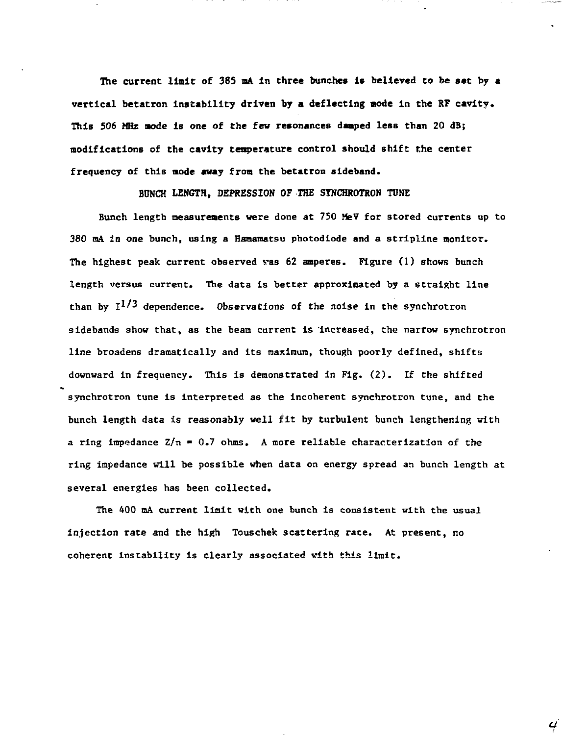The current limit of 385 mA in three bunches is believed to be set by a vertical betatron instability driven by a deflecting mode in the RF cavity. This 506 MHz mode is one of the few resonances damped less than 20 dB; modifications of the cavity temperature control should shift the center frequency of this mode away from the betatron sideband.

## BUNCH LENGTH, DEPRESSION OF THE SYNCHROTRON TUNE

Bunch length measurements were done at 750 MeV for stored currents up to 380 mA in one bunch, using a Hamamatsu photodiode and a stripline monitor. The highest peak current observed was 62 amperes. Figure (1) shows bunch length versus current. The data is better approximated by a straight line than by $I^{1/3}$ dependence. Observations of the noise in the synchrotron sidebands show that, as the beam current is increased, the narrow synchrotron line broadens dramatically and its maximum, though poorly defined, shifts downward in frequency. This is demonstrated in Fig. (2). If the shifted synchrotron tune is interpreted as the incoherent synchrotron tune, and the bunch length data is reasonably well fit by turbulent bunch lengthening with a ring impedance $Z/n = 0.7$ ohms. A more reliable characterization of the ring impedance will be possible when data on energy spread an bunch length at several energies has been collected.

The 400 mA current limit with one bunch is consistent with the usual injection rate and the high Touschek scattering rate. At present, no coherent instability is clearly associated with this limit.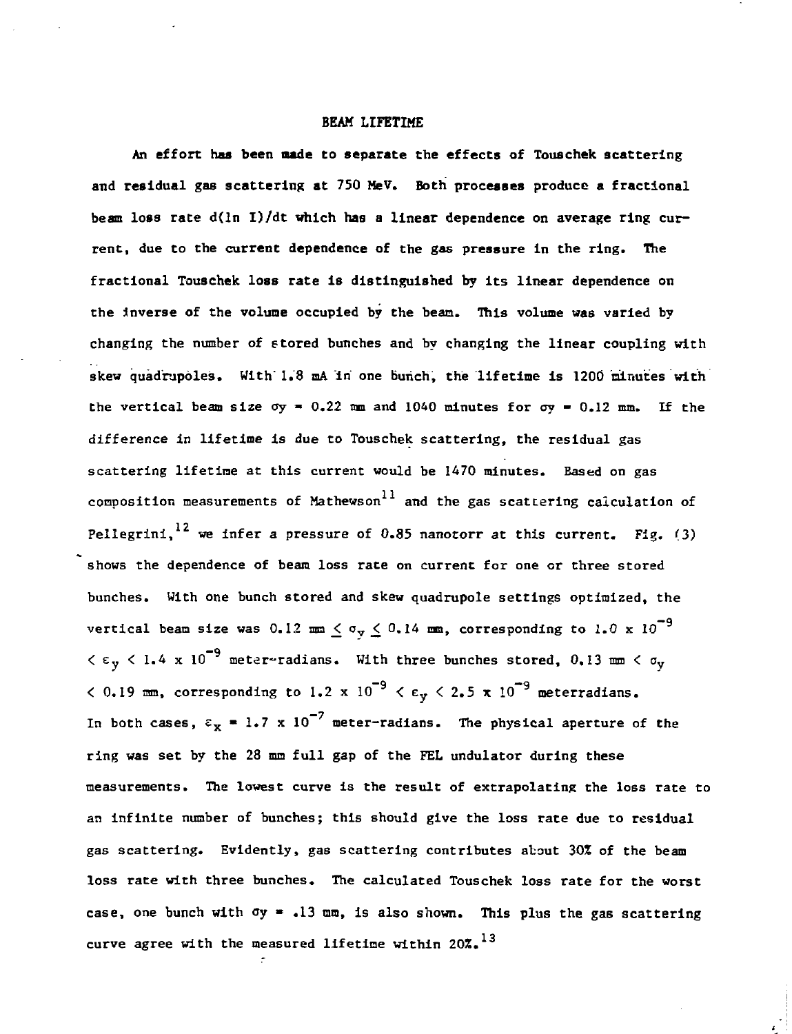## BEAM LIFETIME

An effort has been made to separate the effects of Touschek scattering and residual gas scattering at 750 MeV. Both processes produce a fractional beam loss rate d(ln I)/dt which has a linear dependence on average ring current, due to the current dependence of the gas pressure in the ring. The fractional Touschek loss rate is distinguished by its linear dependence on the inverse of the volume occupied by the beam. This volume was varied by changing the number of stored bunches and by changing the linear coupling with skew quadrupoles. With 1.8 mA in one bunch, the lifetime is 1200 minutes with the vertical beam size $\sigma y$ = 0.22 mm and 1040 minutes for $\sigma y$ = 0.12 mm. If the difference in lifetime is due to Touschek scattering, the residual gas scattering lifetime at this current would be 1470 minutes. Based on gas composition measurements of Mathewson[11] and the gas scattering calculation of Pellegrini,[12] we infer a pressure of 0.85 nanotorr at this current. Fig. (3) shows the dependence of beam loss rate on current for one or three stored bunches. With one bunch stored and skew quadrupole settings optimized, the vertical beam size was 0.12 mm $\leq \sigma_y \leq$ 0.14 mm, corresponding to $1.0 \times 10^{-9} < \varepsilon_y < 1.4 \times 10^{-9}$ meter-radians. With three bunches stored, 0.13 mm $< \sigma_y <$ 0.19 mm, corresponding to $1.2 \times 10^{-9} < \varepsilon_y < 2.5 \times 10^{-9}$ meterradians. In both cases, $\varepsilon_x = 1.7 \times 10^{-7}$ meter-radians. The physical aperture of the ring was set by the 28 mm full gap of the FEL undulator during these measurements. The lowest curve is the result of extrapolating the loss rate to an infinite number of bunches; this should give the loss rate due to residual gas scattering. Evidently, gas scattering contributes about 30% of the beam loss rate with three bunches. The calculated Touschek loss rate for the worst case, one bunch with $\sigma y$ = .13 mm, is also shown. This plus the gas scattering curve agree with the measured lifetime within 20%.[13]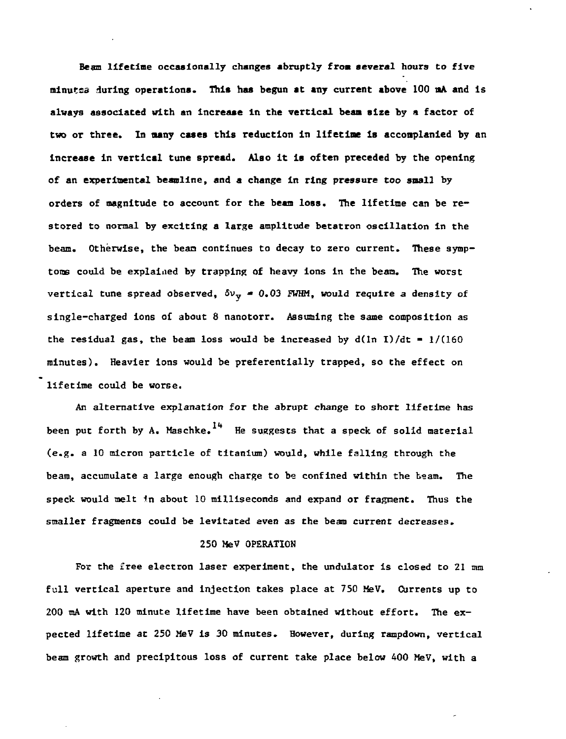Beam lifetime occasionally changes abruptly from several hours to five minutes during operations. This has begun at any current above 100 mA and is always associated with an increase in the vertical beam size by a factor of two or three. In many cases this reduction in lifetime is accompanied by an increase in vertical tune spread. Also it is often preceded by the opening of an experimental beamline, and a change in ring pressure too small by orders of magnitude to account for the beam loss. The lifetime can be restored to normal by exciting a large amplitude betatron oscillation in the beam. Otherwise, the beam continues to decay to zero current. These symptoms could be explained by trapping of heavy ions in the beam. The worst vertical tune spread observed, $\delta\nu_y = 0.03$ *FWHM*, would require a density of single-charged ions of about 8 nanotorr. Assuming the same composition as the residual gas, the beam loss would be increased by $d(\ln I)/dt = 1/(160$ minutes$)$. Heavier ions would be preferentially trapped, so the effect on lifetime could be worse.

An alternative explanation for the abrupt change to short lifetime has been put forth by A. Maschke.[14] He suggests that a speck of solid material (e.g. a 10 micron particle of titanium) would, while falling through the beam, accumulate a large enough charge to be confined within the beam. The speck would melt in about 10 milliseconds and expand or fragment. Thus the smaller fragments could be levitated even as the beam current decreases.

## 250 MeV OPERATION

For the free electron laser experiment, the undulator is closed to 21 mm full vertical aperture and injection takes place at 750 MeV. Currents up to 200 mA with 120 minute lifetime have been obtained without effort. The expected lifetime at 250 MeV is 30 minutes. However, during rampdown, vertical beam growth and precipitous loss of current take place below 400 MeV, with a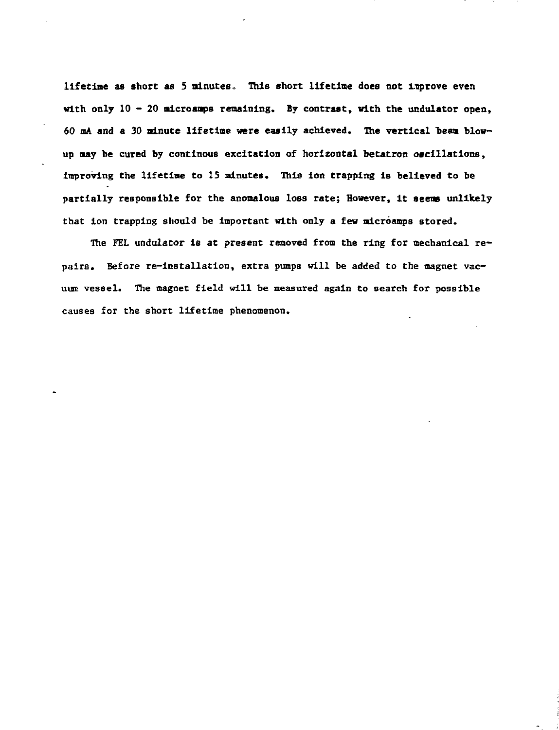lifetime as short as 5 minutes. This short lifetime does not improve even with only 10 - 20 microamps remaining. By contrast, with the undulator open, 60 mA and a 30 minute lifetime were easily achieved. The vertical beam blow-up may be cured by continous excitation of horizontal betatron oscillations, improving the lifetime to 15 minutes. This ion trapping is believed to be partially responsible for the anomalous loss rate; However, it seems unlikely that ion trapping should be important with only a few microamps stored.

The FEL undulator is at present removed from the ring for mechanical repairs. Before re-installation, extra pumps will be added to the magnet vacuum vessel. The magnet field will be measured again to search for possible causes for the short lifetime phenomenon.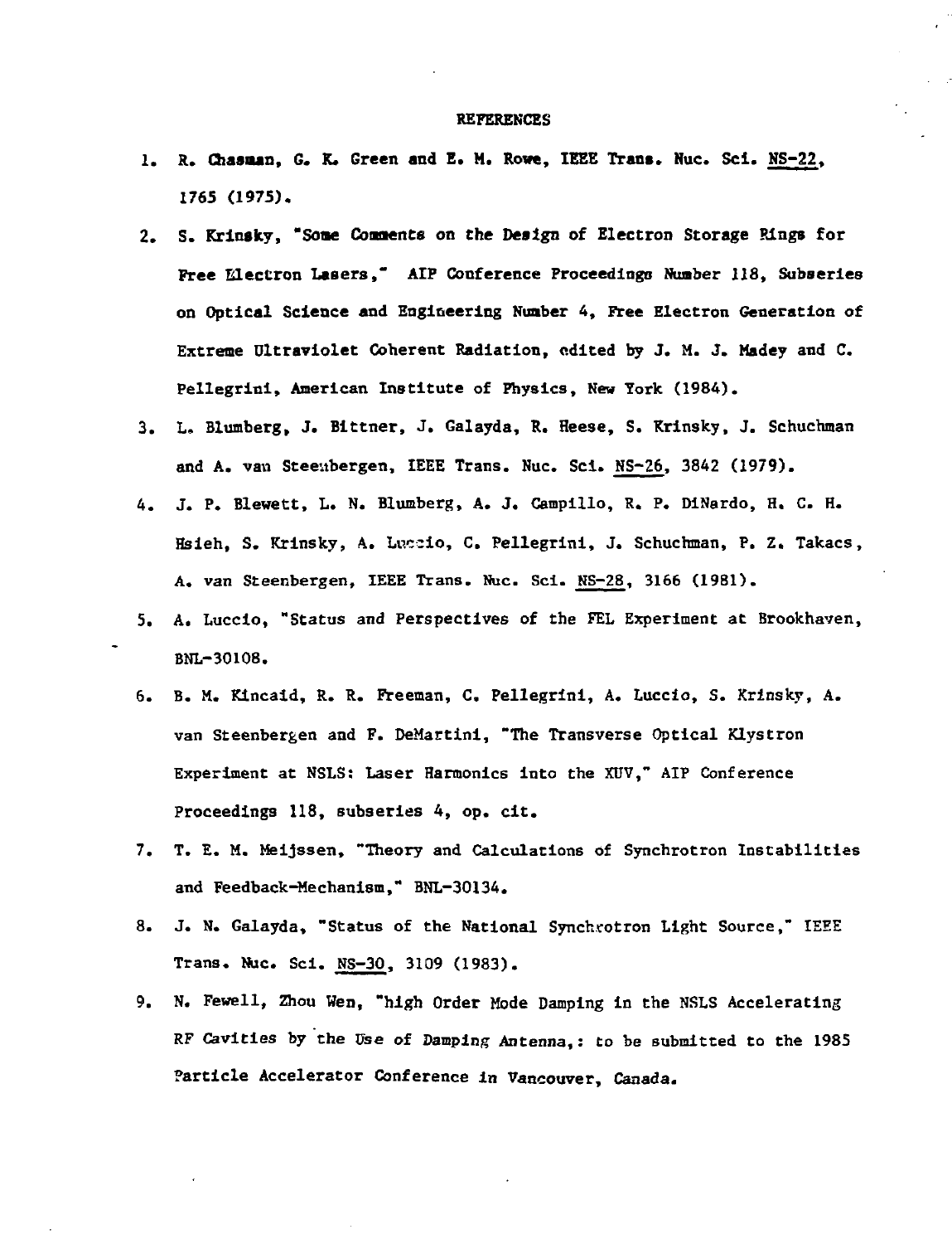# REFERENCES

1. R. Chasman, G. K. Green and E. M. Rowe, IEEE Trans. Nuc. Sci. NS-22, 1765 (1975).
2. S. Krinsky, "Some Comments on the Design of Electron Storage Rings for Free Electron Lasers," AIP Conference Proceedings Number 118, Subseries on Optical Science and Engineering Number 4, Free Electron Generation of Extreme Ultraviolet Coherent Radiation, edited by J. M. J. Madey and C. Pellegrini, American Institute of Physics, New York (1984).
3. L. Blumberg, J. Bittner, J. Galayda, R. Heese, S. Krinsky, J. Schuchman and A. van Steenbergen, IEEE Trans. Nuc. Sci. NS-26, 3842 (1979).
4. J. P. Blewett, L. N. Blumberg, A. J. Campillo, R. P. DiNardo, H. C. H. Hsieh, S. Krinsky, A. Luccio, C. Pellegrini, J. Schuchman, P. Z. Takacs, A. van Steenbergen, IEEE Trans. Nuc. Sci. NS-28, 3166 (1981).
5. A. Luccio, "Status and Perspectives of the FEL Experiment at Brookhaven, BNL-30108.
6. B. M. Kincaid, R. R. Freeman, C. Pellegrini, A. Luccio, S. Krinsky, A. van Steenbergen and F. DeMartini, "The Transverse Optical Klystron Experiment at NSLS: Laser Harmonics into the XUV," AIP Conference Proceedings 118, subseries 4, op. cit.
7. T. E. M. Meijssen, "Theory and Calculations of Synchrotron Instabilities and Feedback-Mechanism," BNL-30134.
8. J. N. Galayda, "Status of the National Synchrotron Light Source," IEEE Trans. Nuc. Sci. NS-30, 3109 (1983).
9. N. Fewell, Zhou Wen, "high Order Mode Damping in the NSLS Accelerating RF Cavities by the Use of Damping Antenna,: to be submitted to the 1985 Particle Accelerator Conference in Vancouver, Canada.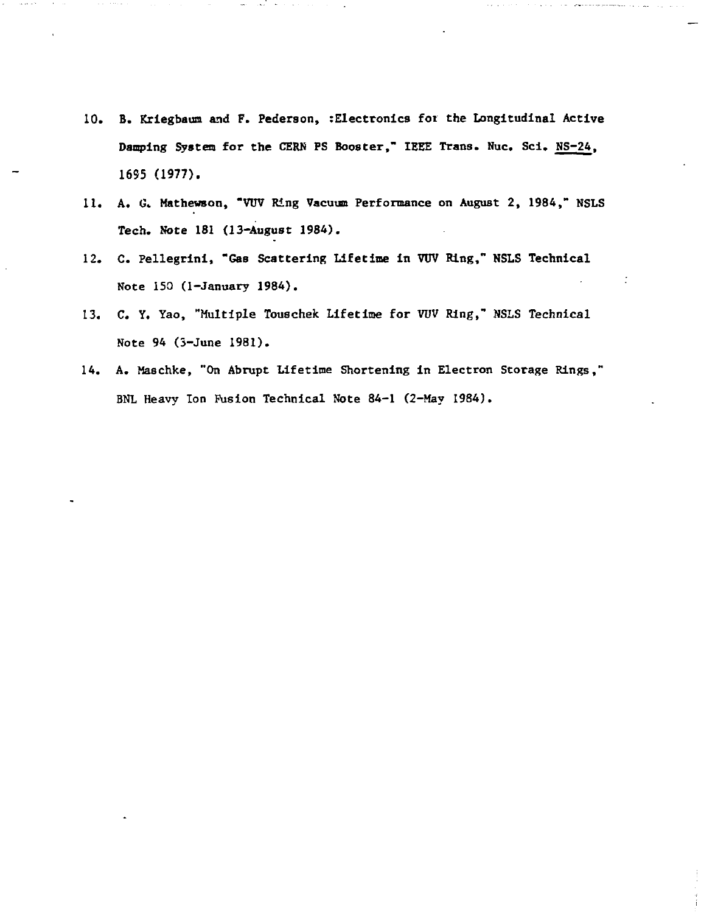10. B. Kriegbaum and F. Pederson, :Electronics for the Longitudinal Active Damping System for the CERN PS Booster," IEEE Trans. Nuc. Sci. NS-24, 1695 (1977).

11. A. G. Mathewson, "VUV Ring Vacuum Performance on August 2, 1984," NSLS Tech. Note 181 (13-August 1984).

12. C. Pellegrini, "Gas Scattering Lifetime in VUV Ring," NSLS Technical Note 150 (1-January 1984).

13. C. Y. Yao, "Multiple Touschek Lifetime for VUV Ring," NSLS Technical Note 94 (3-June 1981).

14. A. Maschke, "On Abrupt Lifetime Shortening in Electron Storage Rings," BNL Heavy Ion Fusion Technical Note 84-1 (2-May 1984).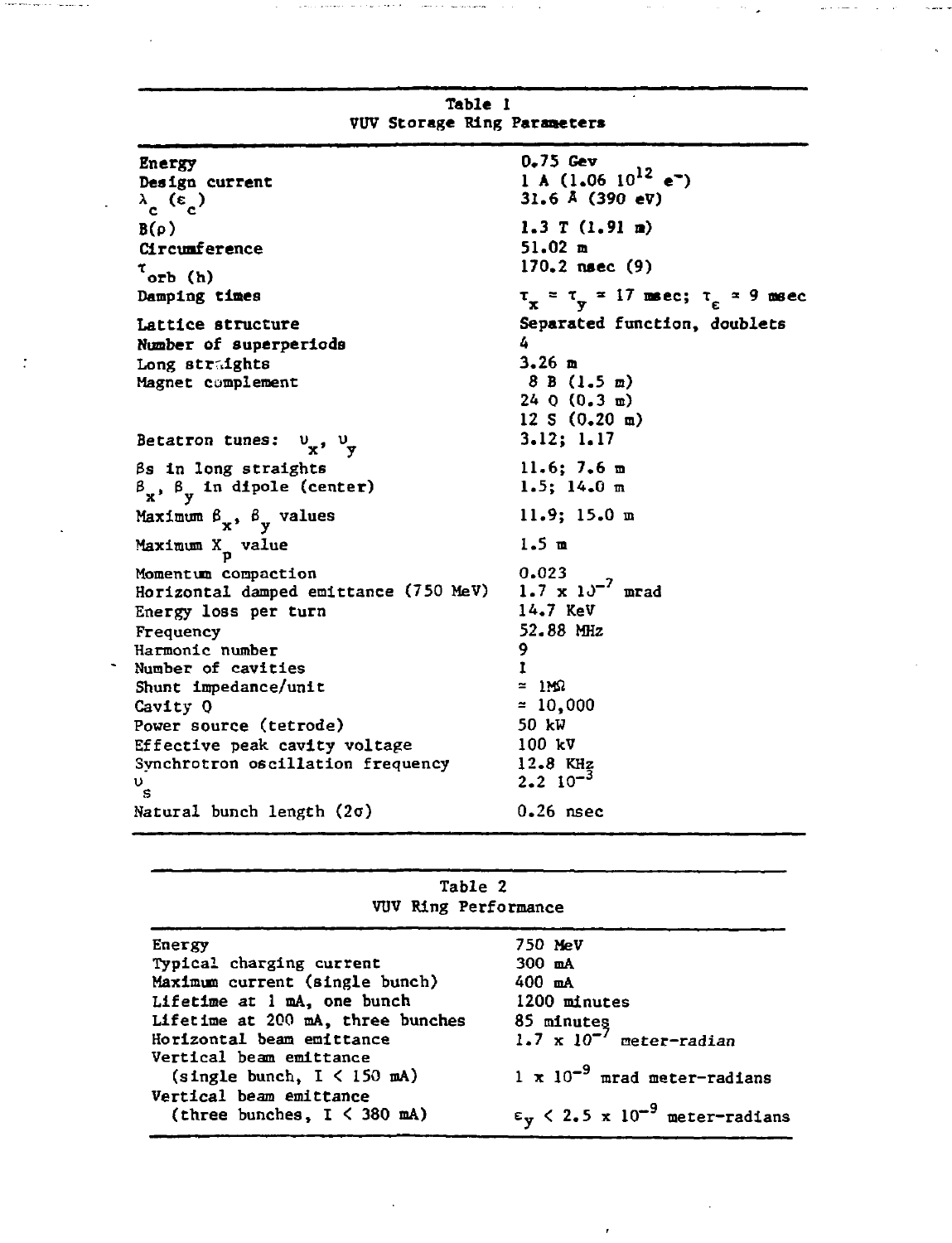Table 1
VUV Storage Ring Parameters

| | |
|---|---|
| Energy | 0.75 Gev |
| Design current | 1 A ($1.06\ 10^{12}\ e^-$) |
| $\lambda_c$ ($\epsilon_c$) | 31.6 Å (390 eV) |
| B($\rho$) | 1.3 T (1.91 m) |
| Circumference | 51.02 m |
| $\tau_{orb}$ (h) | 170.2 nsec (9) |
| Damping times | $\tau_x = \tau_y \approx 17$ msec; $\tau_\epsilon \approx 9$ msec |
| Lattice structure | Separated function, doublets |
| Number of superperiods | 4 |
| Long straights | 3.26 m |
| Magnet complement | 8 B (1.5 m)<br>24 Q (0.3 m)<br>12 S (0.20 m) |
| Betatron tunes: $\upsilon_x$, $\upsilon_y$ | 3.12; 1.17 |
| $\beta$s in long straights | 11.6; 7.6 m |
| $\beta_x$, $\beta_y$ in dipole (center) | 1.5; 14.0 m |
| Maximum $\beta_x$, $\beta_y$ values | 11.9; 15.0 m |
| Maximum $X_p$ value | 1.5 m |
| Momentum compaction | 0.023 |
| Horizontal damped emittance (750 MeV) | $1.7 \times 10^{-7}$ mrad |
| Energy loss per turn | 14.7 KeV |
| Frequency | 52.88 MHz |
| Harmonic number | 9 |
| Number of cavities | 1 |
| Shunt impedance/unit | $\approx$ 1MΩ |
| Cavity Q | $\approx$ 10,000 |
| Power source (tetrode) | 50 kW |
| Effective peak cavity voltage | 100 kV |
| Synchrotron oscillation frequency | 12.8 KHz |
| $\upsilon_s$ | $2.2\ 10^{-3}$ |
| Natural bunch length ($2\sigma$) | 0.26 nsec |

Table 2
VUV Ring Performance

| | |
|---|---|
| Energy | 750 MeV |
| Typical charging current | 300 mA |
| Maximum current (single bunch) | 400 mA |
| Lifetime at 1 mA, one bunch | 1200 minutes |
| Lifetime at 200 mA, three bunches | 85 minutes |
| Horizontal beam emittance | $1.7 \times 10^{-7}$ *meter-radian* |
| Vertical beam emittance (single bunch, I < 150 mA) | $1 \times 10^{-9}$ mrad meter-radians |
| Vertical beam emittance (three bunches, I < 380 mA) | $\epsilon_y < 2.5 \times 10^{-9}$ meter-radians |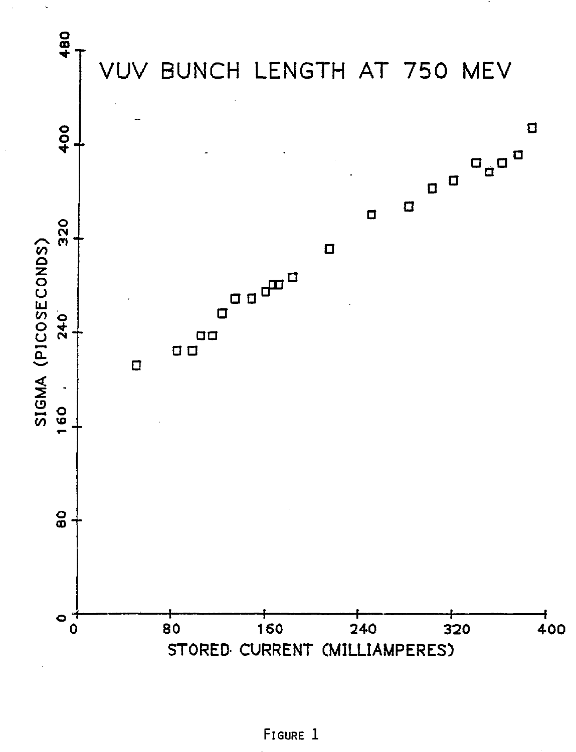VUV BUNCH LENGTH AT 750 MEV

SIGMA (PICOSECONDS)

0
80
160
240
320
400
480

STORED CURRENT (MILLIAMPERES)

0
80
160
240
320
400

FIGURE 1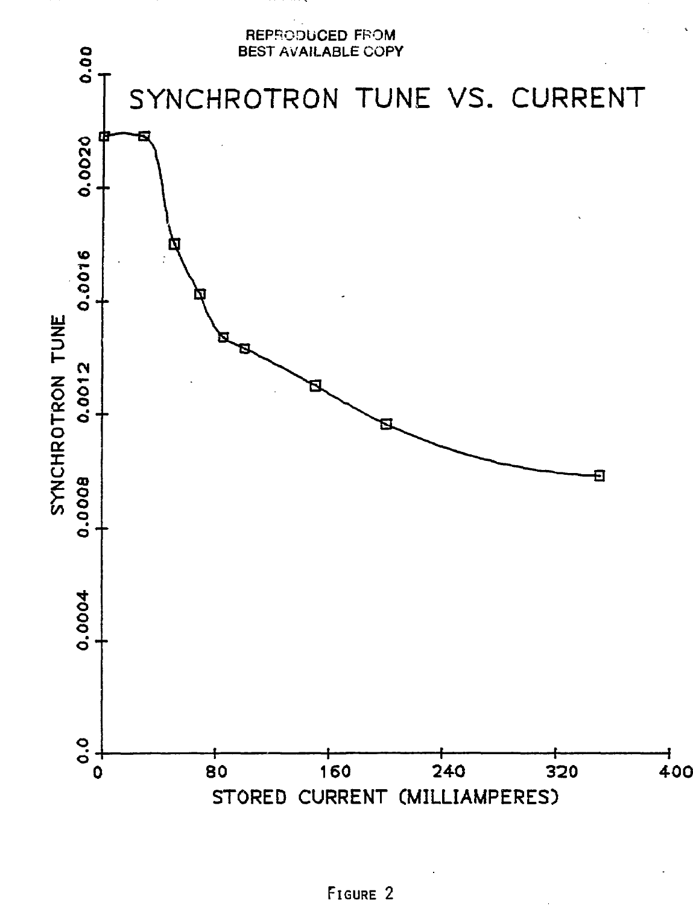REPRODUCED FROM
BEST AVAILABLE COPY

SYNCHROTRON TUNE VS. CURRENT

SYNCHROTRON TUNE

0.0
0.0004
0.0008
0.0012
0.0016
0.0020
0.00

STORED CURRENT (MILLIAMPERES)

0
80
160
240
320
400

FIGURE 2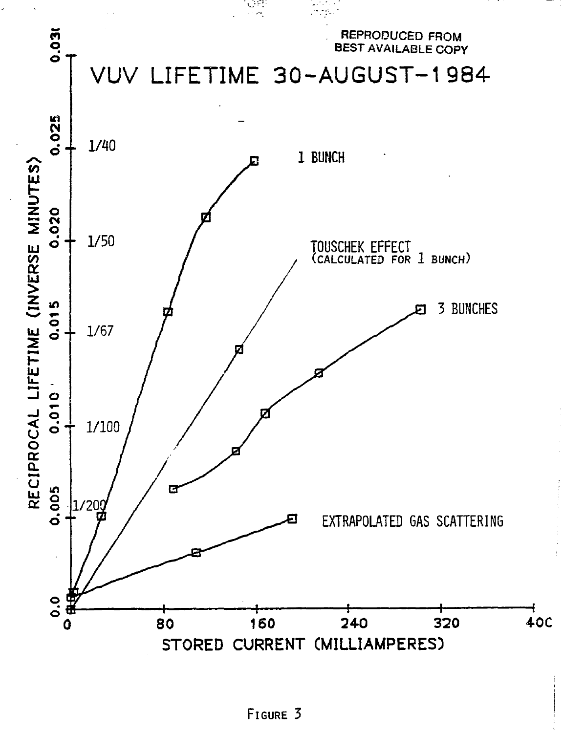REPRODUCED FROM BEST AVAILABLE COPY

VUV LIFETIME 30-AUGUST-1984

RECIPROCAL LIFETIME (INVERSE MINUTES)

0.0
0.005
0.010
0.015
0.020
0.025
0.030

1/40
1/50
1/67
1/100
1/200

1 BUNCH

TOUSCHEK EFFECT
(CALCULATED FOR 1 BUNCH)

3 BUNCHES

EXTRAPOLATED GAS SCATTERING

0
80
160
240
320
400

STORED CURRENT (MILLIAMPERES)

FIGURE 3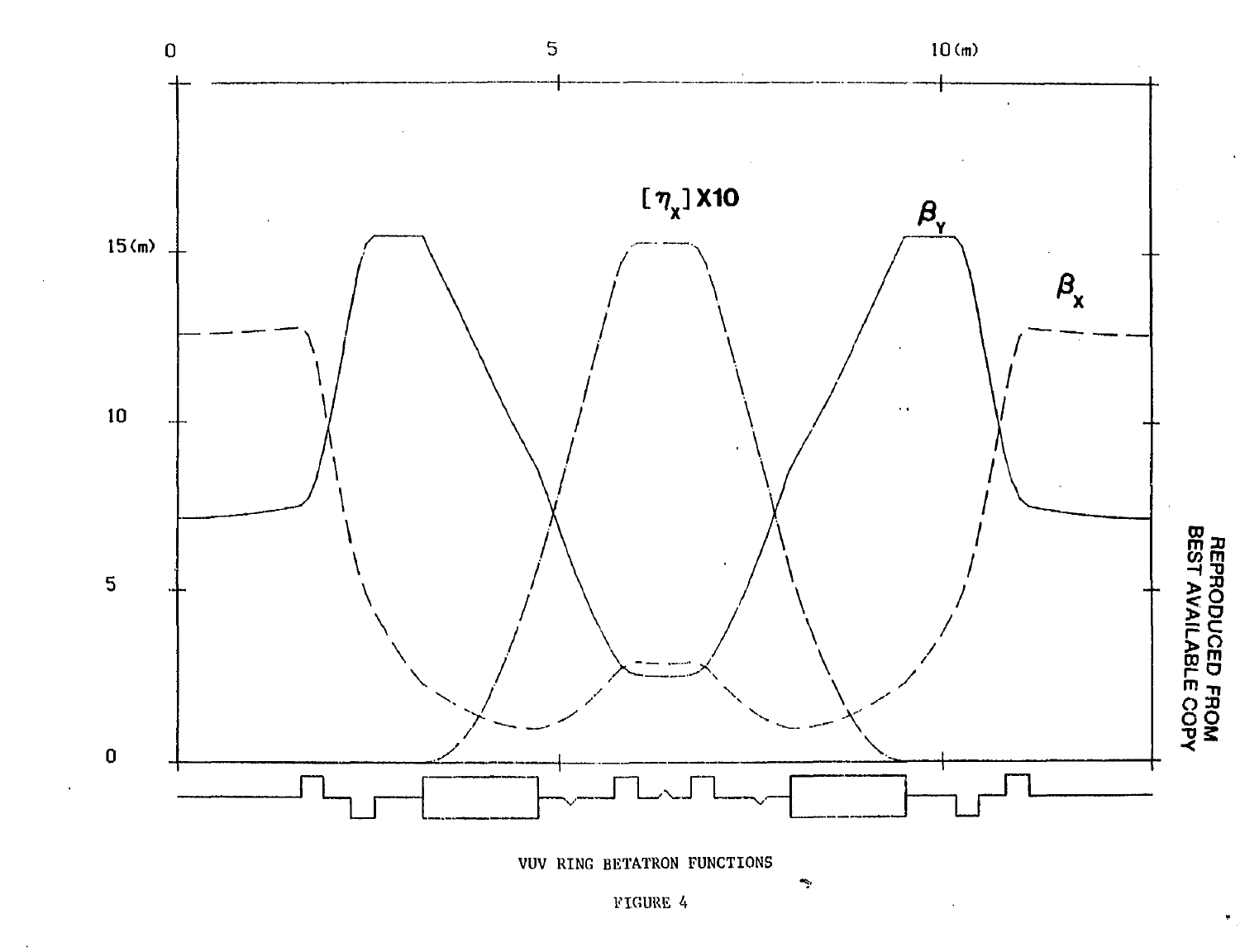0
5
10 (m)

15 (m)
10
5
0

$[\eta_x] \times 10$

$\beta_Y$

$\beta_X$

REPRODUCED FROM BEST AVAILABLE COPY

VUV RING BETATRON FUNCTIONS

FIGURE 4